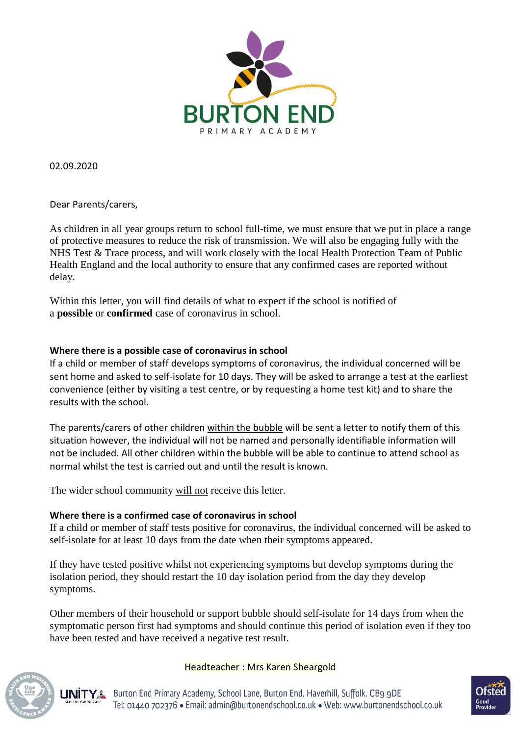BURTON END
PRIMARY ACADEMY

02.09.2020

Dear Parents/carers,

As children in all year groups return to school full-time, we must ensure that we put in place a range of protective measures to reduce the risk of transmission. We will also be engaging fully with the NHS Test & Trace process, and will work closely with the local Health Protection Team of Public Health England and the local authority to ensure that any confirmed cases are reported without delay.

Within this letter, you will find details of what to expect if the school is notified of a **possible** or **confirmed** case of coronavirus in school.

**Where there is a possible case of coronavirus in school**

If a child or member of staff develops symptoms of coronavirus, the individual concerned will be sent home and asked to self-isolate for 10 days. They will be asked to arrange a test at the earliest convenience (either by visiting a test centre, or by requesting a home test kit) and to share the results with the school.

The parents/carers of other children within the bubble will be sent a letter to notify them of this situation however, the individual will not be named and personally identifiable information will not be included. All other children within the bubble will be able to continue to attend school as normal whilst the test is carried out and until the result is known.

The wider school community will not receive this letter.

**Where there is a confirmed case of coronavirus in school**

If a child or member of staff tests positive for coronavirus, the individual concerned will be asked to self-isolate for at least 10 days from the date when their symptoms appeared.

If they have tested positive whilst not experiencing symptoms but develop symptoms during the isolation period, they should restart the 10 day isolation period from the day they develop symptoms.

Other members of their household or support bubble should self-isolate for 14 days from when the symptomatic person first had symptoms and should continue this period of isolation even if they too have been tested and have received a negative test result.

Headteacher : Mrs Karen Sheargold

Burton End Primary Academy, School Lane, Burton End, Haverhill, Suffolk. CB9 9DE
Tel: 01440 702376 • Email: admin@burtonendschool.co.uk • Web: www.burtonendschool.co.uk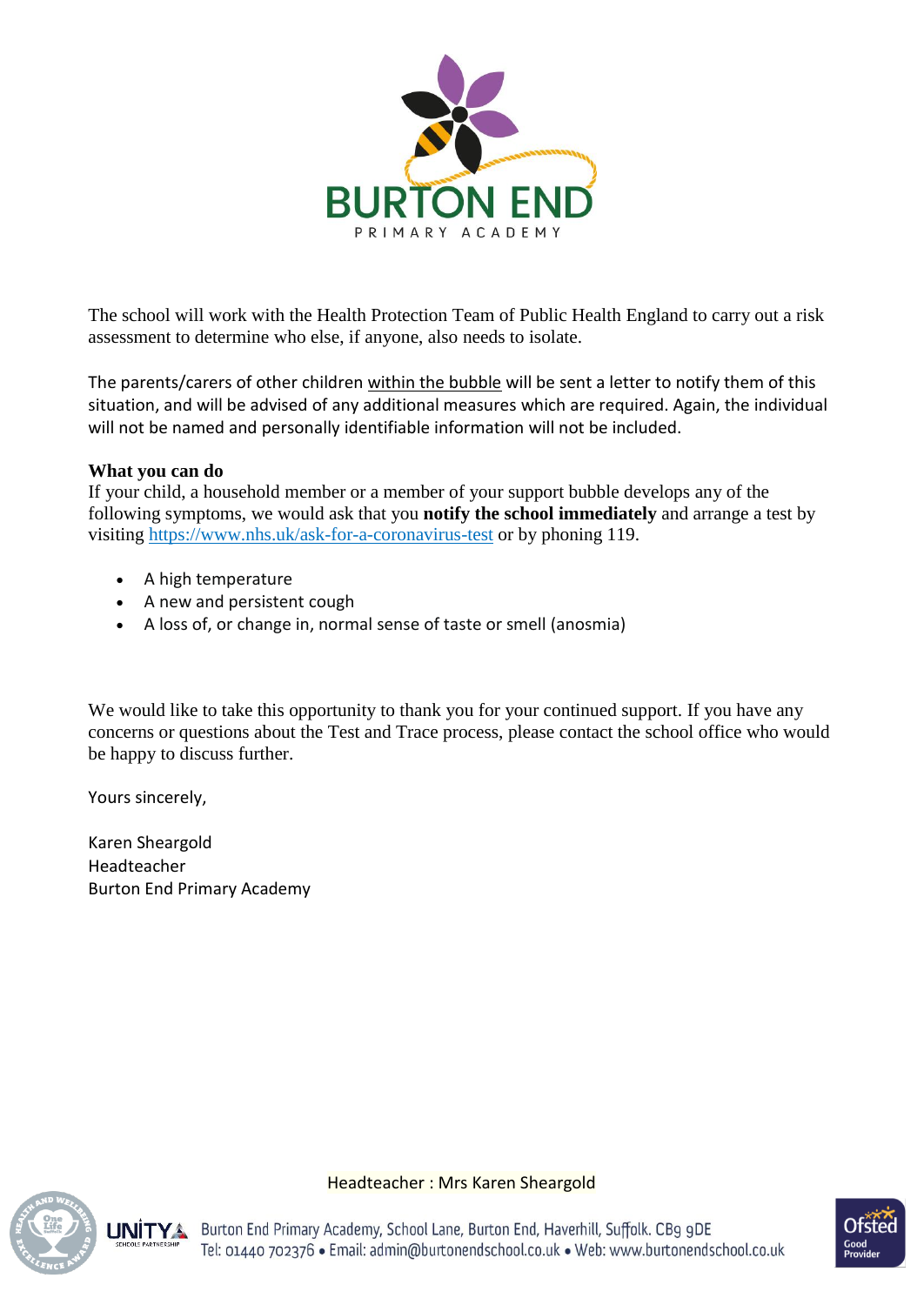The school will work with the Health Protection Team of Public Health England to carry out a risk assessment to determine who else, if anyone, also needs to isolate.

The parents/carers of other children within the bubble will be sent a letter to notify them of this situation, and will be advised of any additional measures which are required. Again, the individual will not be named and personally identifiable information will not be included.

**What you can do**
If your child, a household member or a member of your support bubble develops any of the following symptoms, we would ask that you **notify the school immediately** and arrange a test by visiting https://www.nhs.uk/ask-for-a-coronavirus-test or by phoning 119.

- A high temperature
- A new and persistent cough
- A loss of, or change in, normal sense of taste or smell (anosmia)

We would like to take this opportunity to thank you for your continued support. If you have any concerns or questions about the Test and Trace process, please contact the school office who would be happy to discuss further.

Yours sincerely,

Karen Sheargold
Headteacher
Burton End Primary Academy